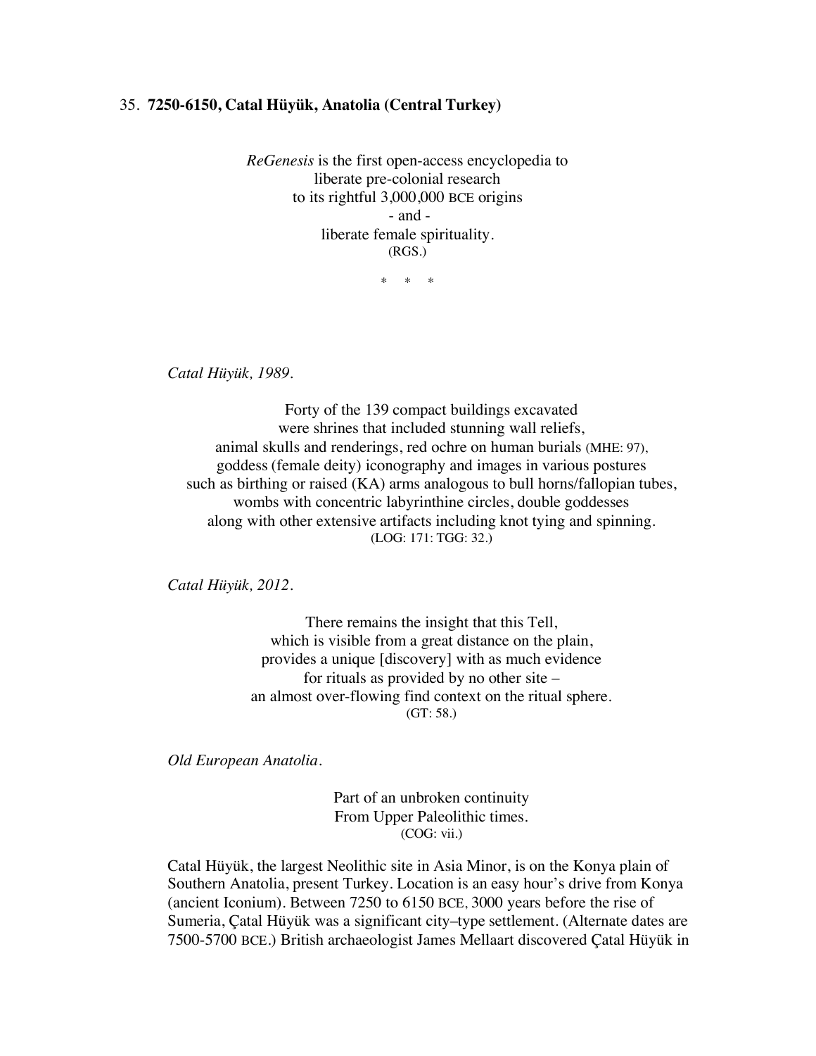35. **7250-6150, Catal Hüyük, Anatolia (Central Turkey)**

*ReGenesis* is the first open-access encyclopedia to
liberate pre-colonial research
to its rightful 3,000,000 BCE origins
- and -
liberate female spirituality.
(RGS.)

\* \* \*

*Catal Hüyük, 1989.*

Forty of the 139 compact buildings excavated
were shrines that included stunning wall reliefs,
animal skulls and renderings, red ochre on human burials (MHE: 97),
goddess (female deity) iconography and images in various postures
such as birthing or raised (KA) arms analogous to bull horns/fallopian tubes,
wombs with concentric labyrinthine circles, double goddesses
along with other extensive artifacts including knot tying and spinning.
(LOG: 171: TGG: 32.)

*Catal Hüyük, 2012.*

There remains the insight that this Tell,
which is visible from a great distance on the plain,
provides a unique [discovery] with as much evidence
for rituals as provided by no other site –
an almost over-flowing find context on the ritual sphere.
(GT: 58.)

*Old European Anatolia.*

Part of an unbroken continuity
From Upper Paleolithic times.
(COG: vii.)

Catal Hüyük, the largest Neolithic site in Asia Minor, is on the Konya plain of Southern Anatolia, present Turkey. Location is an easy hour's drive from Konya (ancient Iconium). Between 7250 to 6150 BCE, 3000 years before the rise of Sumeria, Çatal Hüyük was a significant city–type settlement. (Alternate dates are 7500-5700 BCE.) British archaeologist James Mellaart discovered Çatal Hüyük in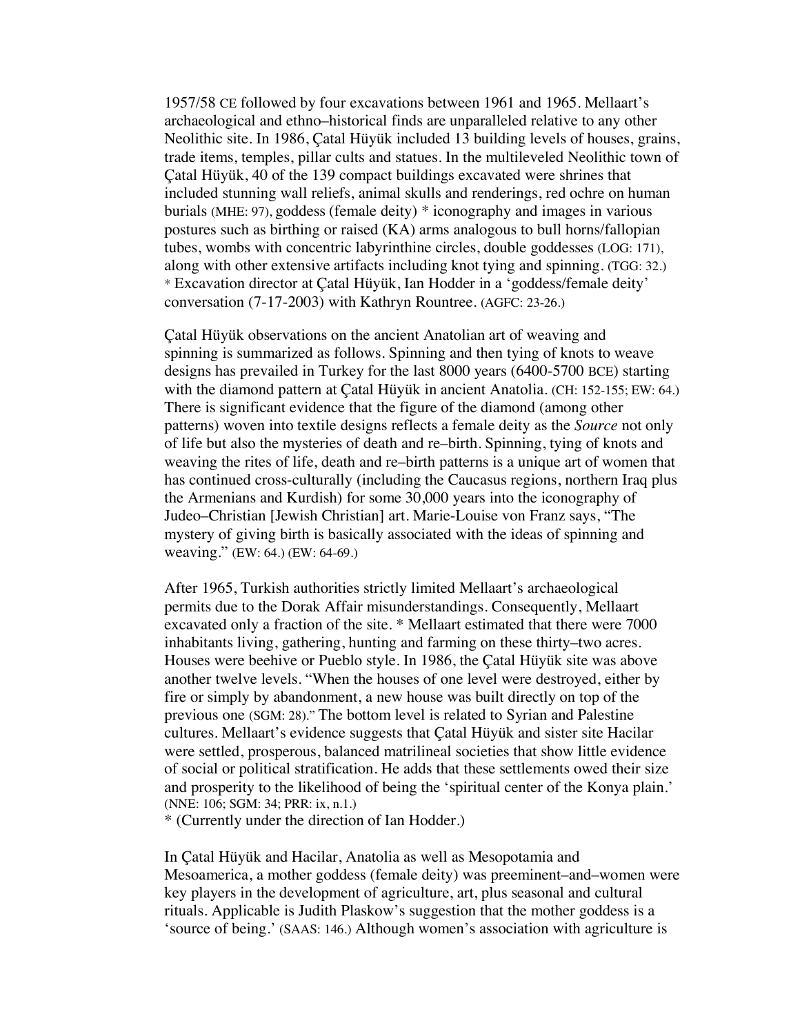1957/58 CE followed by four excavations between 1961 and 1965. Mellaart's archaeological and ethno–historical finds are unparalleled relative to any other Neolithic site. In 1986, Çatal Hüyük included 13 building levels of houses, grains, trade items, temples, pillar cults and statues. In the multileveled Neolithic town of Çatal Hüyük, 40 of the 139 compact buildings excavated were shrines that included stunning wall reliefs, animal skulls and renderings, red ochre on human burials (MHE: 97), goddess (female deity) * iconography and images in various postures such as birthing or raised (KA) arms analogous to bull horns/fallopian tubes, wombs with concentric labyrinthine circles, double goddesses (LOG: 171), along with other extensive artifacts including knot tying and spinning. (TGG: 32.)
* Excavation director at Çatal Hüyük, Ian Hodder in a 'goddess/female deity' conversation (7-17-2003) with Kathryn Rountree. (AGFC: 23-26.)

Çatal Hüyük observations on the ancient Anatolian art of weaving and spinning is summarized as follows. Spinning and then tying of knots to weave designs has prevailed in Turkey for the last 8000 years (6400-5700 BCE) starting with the diamond pattern at Çatal Hüyük in ancient Anatolia. (CH: 152-155; EW: 64.) There is significant evidence that the figure of the diamond (among other patterns) woven into textile designs reflects a female deity as the *Source* not only of life but also the mysteries of death and re–birth. Spinning, tying of knots and weaving the rites of life, death and re–birth patterns is a unique art of women that has continued cross-culturally (including the Caucasus regions, northern Iraq plus the Armenians and Kurdish) for some 30,000 years into the iconography of Judeo–Christian [Jewish Christian] art. Marie-Louise von Franz says, "The mystery of giving birth is basically associated with the ideas of spinning and weaving." (EW: 64.) (EW: 64-69.)

After 1965, Turkish authorities strictly limited Mellaart's archaeological permits due to the Dorak Affair misunderstandings. Consequently, Mellaart excavated only a fraction of the site. * Mellaart estimated that there were 7000 inhabitants living, gathering, hunting and farming on these thirty–two acres. Houses were beehive or Pueblo style. In 1986, the Çatal Hüyük site was above another twelve levels. "When the houses of one level were destroyed, either by fire or simply by abandonment, a new house was built directly on top of the previous one (SGM: 28)." The bottom level is related to Syrian and Palestine cultures. Mellaart's evidence suggests that Çatal Hüyük and sister site Hacilar were settled, prosperous, balanced matrilineal societies that show little evidence of social or political stratification. He adds that these settlements owed their size and prosperity to the likelihood of being the 'spiritual center of the Konya plain.' (NNE: 106; SGM: 34; PRR: ix, n.1.)
* (Currently under the direction of Ian Hodder.)

In Çatal Hüyük and Hacilar, Anatolia as well as Mesopotamia and Mesoamerica, a mother goddess (female deity) was preeminent–and–women were key players in the development of agriculture, art, plus seasonal and cultural rituals. Applicable is Judith Plaskow's suggestion that the mother goddess is a 'source of being.' (SAAS: 146.) Although women's association with agriculture is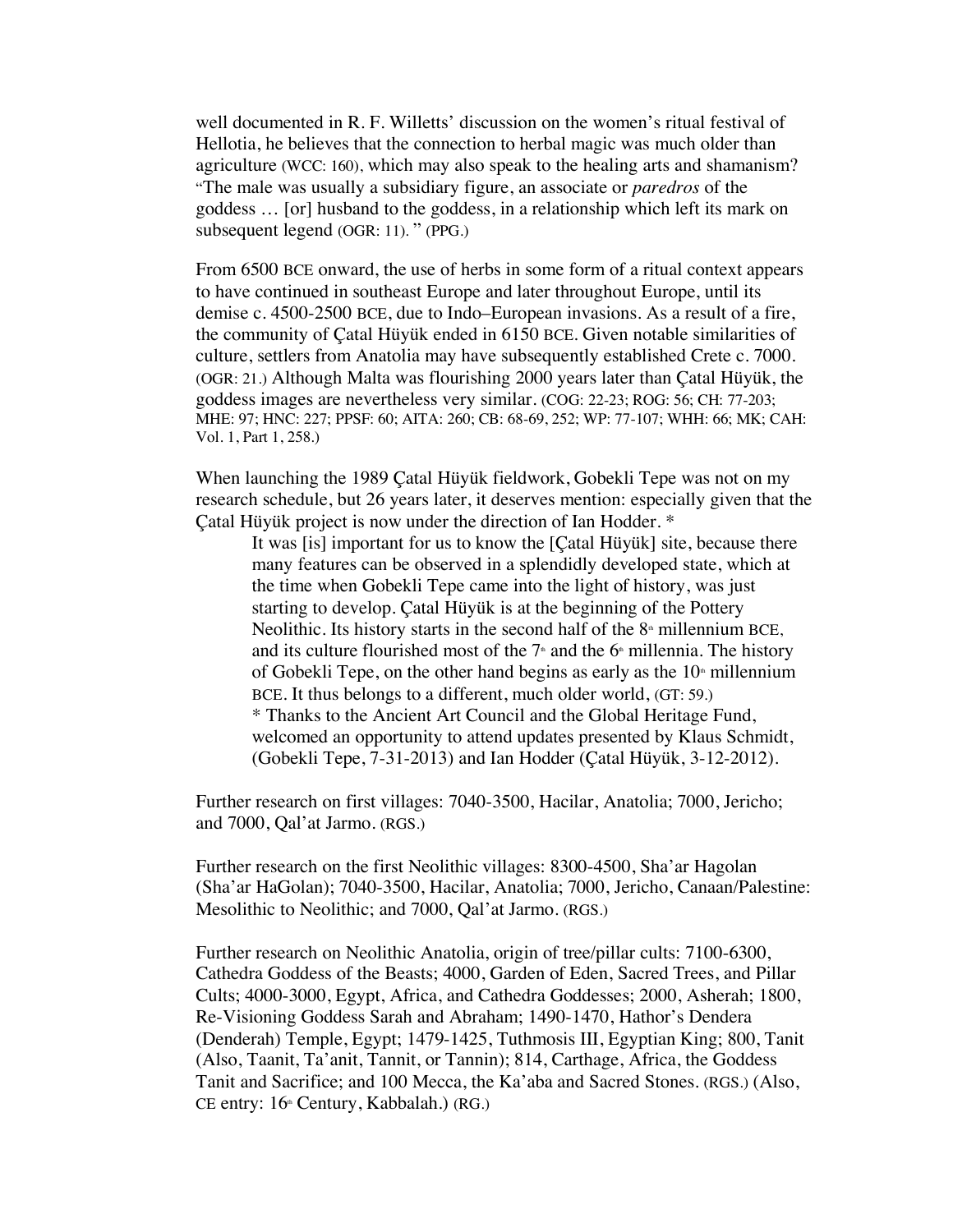well documented in R. F. Willetts' discussion on the women's ritual festival of Hellotia, he believes that the connection to herbal magic was much older than agriculture (WCC: 160), which may also speak to the healing arts and shamanism? "The male was usually a subsidiary figure, an associate or *paredros* of the goddess … [or] husband to the goddess, in a relationship which left its mark on subsequent legend (OGR: 11). " (PPG.)

From 6500 BCE onward, the use of herbs in some form of a ritual context appears to have continued in southeast Europe and later throughout Europe, until its demise c. 4500-2500 BCE, due to Indo–European invasions. As a result of a fire, the community of Çatal Hüyük ended in 6150 BCE. Given notable similarities of culture, settlers from Anatolia may have subsequently established Crete c. 7000. (OGR: 21.) Although Malta was flourishing 2000 years later than Çatal Hüyük, the goddess images are nevertheless very similar. (COG: 22-23; ROG: 56; CH: 77-203; MHE: 97; HNC: 227; PPSF: 60; AITA: 260; CB: 68-69, 252; WP: 77-107; WHH: 66; MK; CAH: Vol. 1, Part 1, 258.)

When launching the 1989 Çatal Hüyük fieldwork, Gobekli Tepe was not on my research schedule, but 26 years later, it deserves mention: especially given that the Çatal Hüyük project is now under the direction of Ian Hodder. *

> It was [is] important for us to know the [Çatal Hüyük] site, because there many features can be observed in a splendidly developed state, which at the time when Gobekli Tepe came into the light of history, was just starting to develop. Çatal Hüyük is at the beginning of the Pottery Neolithic. Its history starts in the second half of the 8th millennium BCE, and its culture flourished most of the 7th and the 6th millennia. The history of Gobekli Tepe, on the other hand begins as early as the 10th millennium BCE. It thus belongs to a different, much older world, (GT: 59.)
>
> * Thanks to the Ancient Art Council and the Global Heritage Fund, welcomed an opportunity to attend updates presented by Klaus Schmidt, (Gobekli Tepe, 7-31-2013) and Ian Hodder (Çatal Hüyük, 3-12-2012).

Further research on first villages: 7040-3500, Hacilar, Anatolia; 7000, Jericho; and 7000, Qal'at Jarmo. (RGS.)

Further research on the first Neolithic villages: 8300-4500, Sha'ar Hagolan (Sha'ar HaGolan); 7040-3500, Hacilar, Anatolia; 7000, Jericho, Canaan/Palestine: Mesolithic to Neolithic; and 7000, Qal'at Jarmo. (RGS.)

Further research on Neolithic Anatolia, origin of tree/pillar cults: 7100-6300, Cathedra Goddess of the Beasts; 4000, Garden of Eden, Sacred Trees, and Pillar Cults; 4000-3000, Egypt, Africa, and Cathedra Goddesses; 2000, Asherah; 1800, Re-Visioning Goddess Sarah and Abraham; 1490-1470, Hathor's Dendera (Denderah) Temple, Egypt; 1479-1425, Tuthmosis III, Egyptian King; 800, Tanit (Also, Taanit, Ta'anit, Tannit, or Tannin); 814, Carthage, Africa, the Goddess Tanit and Sacrifice; and 100 Mecca, the Ka'aba and Sacred Stones. (RGS.) (Also, CE entry: 16th Century, Kabbalah.) (RG.)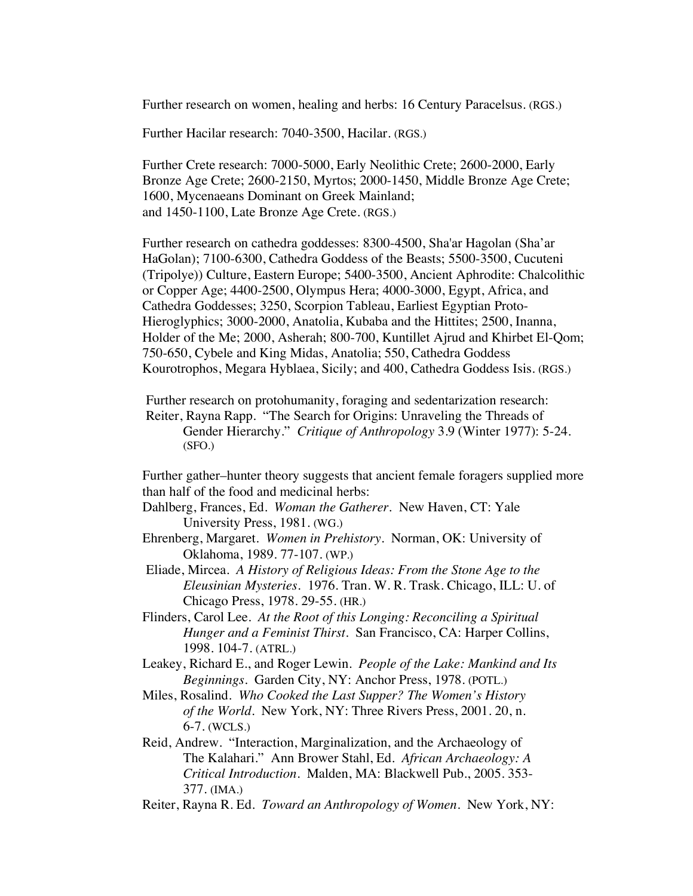Further research on women, healing and herbs: 16 Century Paracelsus. (RGS.)

Further Hacilar research: 7040-3500, Hacilar. (RGS.)

Further Crete research: 7000-5000, Early Neolithic Crete; 2600-2000, Early Bronze Age Crete; 2600-2150, Myrtos; 2000-1450, Middle Bronze Age Crete; 1600, Mycenaeans Dominant on Greek Mainland; and 1450-1100, Late Bronze Age Crete. (RGS.)

Further research on cathedra goddesses: 8300-4500, Sha'ar Hagolan (Sha'ar HaGolan); 7100-6300, Cathedra Goddess of the Beasts; 5500-3500, Cucuteni (Tripolye)) Culture, Eastern Europe; 5400-3500, Ancient Aphrodite: Chalcolithic or Copper Age; 4400-2500, Olympus Hera; 4000-3000, Egypt, Africa, and Cathedra Goddesses; 3250, Scorpion Tableau, Earliest Egyptian Proto-Hieroglyphics; 3000-2000, Anatolia, Kubaba and the Hittites; 2500, Inanna, Holder of the Me; 2000, Asherah; 800-700, Kuntillet Ajrud and Khirbet El-Qom; 750-650, Cybele and King Midas, Anatolia; 550, Cathedra Goddess Kourotrophos, Megara Hyblaea, Sicily; and 400, Cathedra Goddess Isis. (RGS.)

Further research on protohumanity, foraging and sedentarization research:

Reiter, Rayna Rapp. "The Search for Origins: Unraveling the Threads of Gender Hierarchy." *Critique of Anthropology* 3.9 (Winter 1977): 5-24. (SFO.)

Further gather–hunter theory suggests that ancient female foragers supplied more than half of the food and medicinal herbs:

Dahlberg, Frances, Ed. *Woman the Gatherer*. New Haven, CT: Yale University Press, 1981. (WG.)

Ehrenberg, Margaret. *Women in Prehistory*. Norman, OK: University of Oklahoma, 1989. 77-107. (WP.)

Eliade, Mircea. *A History of Religious Ideas: From the Stone Age to the Eleusinian Mysteries*. 1976. Tran. W. R. Trask. Chicago, ILL: U. of Chicago Press, 1978. 29-55. (HR.)

Flinders, Carol Lee. *At the Root of this Longing: Reconciling a Spiritual Hunger and a Feminist Thirst*. San Francisco, CA: Harper Collins, 1998. 104-7. (ATRL.)

Leakey, Richard E., and Roger Lewin. *People of the Lake: Mankind and Its Beginnings*. Garden City, NY: Anchor Press, 1978. (POTL.)

Miles, Rosalind. *Who Cooked the Last Supper? The Women's History of the World*. New York, NY: Three Rivers Press, 2001. 20, n. 6-7. (WCLS.)

Reid, Andrew. "Interaction, Marginalization, and the Archaeology of The Kalahari." Ann Brower Stahl, Ed. *African Archaeology: A Critical Introduction*. Malden, MA: Blackwell Pub., 2005. 353-377. (IMA.)

Reiter, Rayna R. Ed. *Toward an Anthropology of Women*. New York, NY: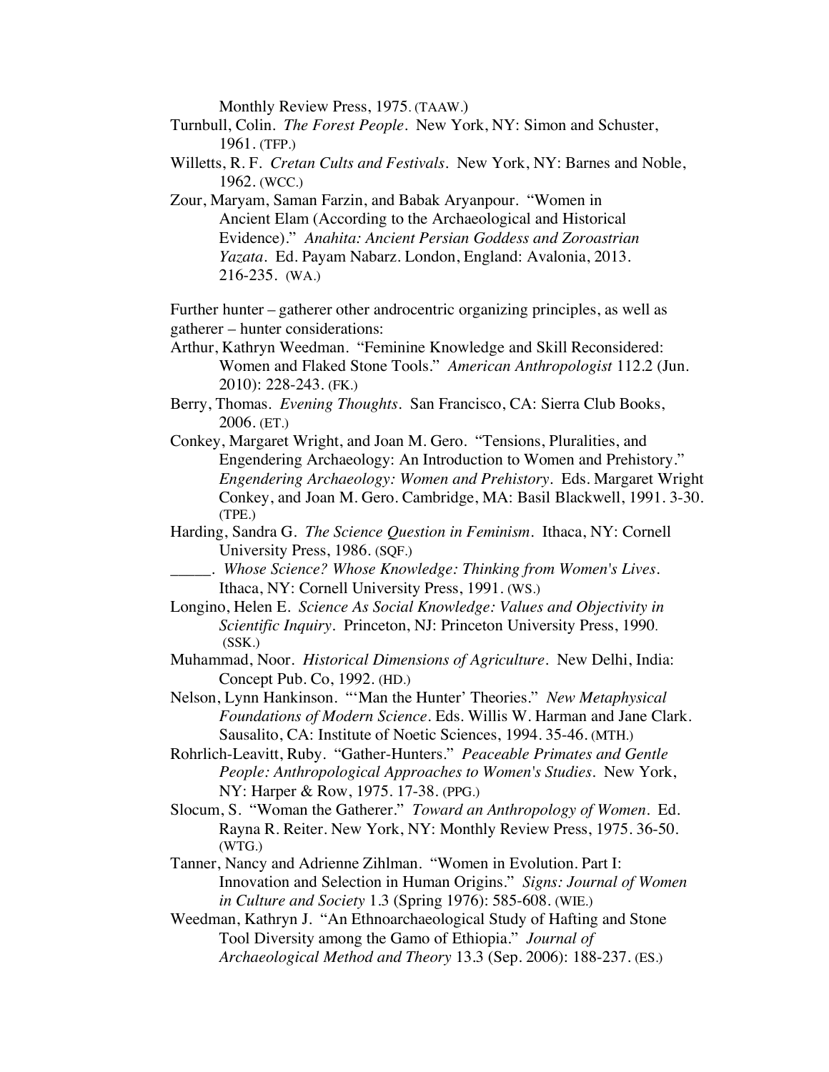Monthly Review Press, 1975. (TAAW.)

Turnbull, Colin. *The Forest People*. New York, NY: Simon and Schuster, 1961. (TFP.)

Willetts, R. F. *Cretan Cults and Festivals*. New York, NY: Barnes and Noble, 1962. (WCC.)

Zour, Maryam, Saman Farzin, and Babak Aryanpour. "Women in Ancient Elam (According to the Archaeological and Historical Evidence)." *Anahita: Ancient Persian Goddess and Zoroastrian Yazata*. Ed. Payam Nabarz. London, England: Avalonia, 2013. 216-235. (WA.)

Further hunter – gatherer other androcentric organizing principles, as well as gatherer – hunter considerations:

Arthur, Kathryn Weedman. "Feminine Knowledge and Skill Reconsidered: Women and Flaked Stone Tools." *American Anthropologist* 112.2 (Jun. 2010): 228-243. (FK.)

Berry, Thomas. *Evening Thoughts*. San Francisco, CA: Sierra Club Books, 2006. (ET.)

Conkey, Margaret Wright, and Joan M. Gero. "Tensions, Pluralities, and Engendering Archaeology: An Introduction to Women and Prehistory." *Engendering Archaeology: Women and Prehistory*. Eds. Margaret Wright Conkey, and Joan M. Gero. Cambridge, MA: Basil Blackwell, 1991. 3-30. (TPE.)

Harding, Sandra G. *The Science Question in Feminism*. Ithaca, NY: Cornell University Press, 1986. (SQF.)

_____. *Whose Science? Whose Knowledge: Thinking from Women's Lives*. Ithaca, NY: Cornell University Press, 1991. (WS.)

Longino, Helen E. *Science As Social Knowledge: Values and Objectivity in Scientific Inquiry*. Princeton, NJ: Princeton University Press, 1990. (SSK.)

Muhammad, Noor. *Historical Dimensions of Agriculture*. New Delhi, India: Concept Pub. Co, 1992. (HD.)

Nelson, Lynn Hankinson. "'Man the Hunter' Theories." *New Metaphysical Foundations of Modern Science*. Eds. Willis W. Harman and Jane Clark. Sausalito, CA: Institute of Noetic Sciences, 1994. 35-46. (MTH.)

Rohrlich-Leavitt, Ruby. "Gather-Hunters." *Peaceable Primates and Gentle People: Anthropological Approaches to Women's Studies*. New York, NY: Harper & Row, 1975. 17-38. (PPG.)

Slocum, S. "Woman the Gatherer." *Toward an Anthropology of Women*. Ed. Rayna R. Reiter. New York, NY: Monthly Review Press, 1975. 36-50. (WTG.)

Tanner, Nancy and Adrienne Zihlman. "Women in Evolution. Part I: Innovation and Selection in Human Origins." *Signs: Journal of Women in Culture and Society* 1.3 (Spring 1976): 585-608. (WIE.)

Weedman, Kathryn J. "An Ethnoarchaeological Study of Hafting and Stone Tool Diversity among the Gamo of Ethiopia." *Journal of Archaeological Method and Theory* 13.3 (Sep. 2006): 188-237. (ES.)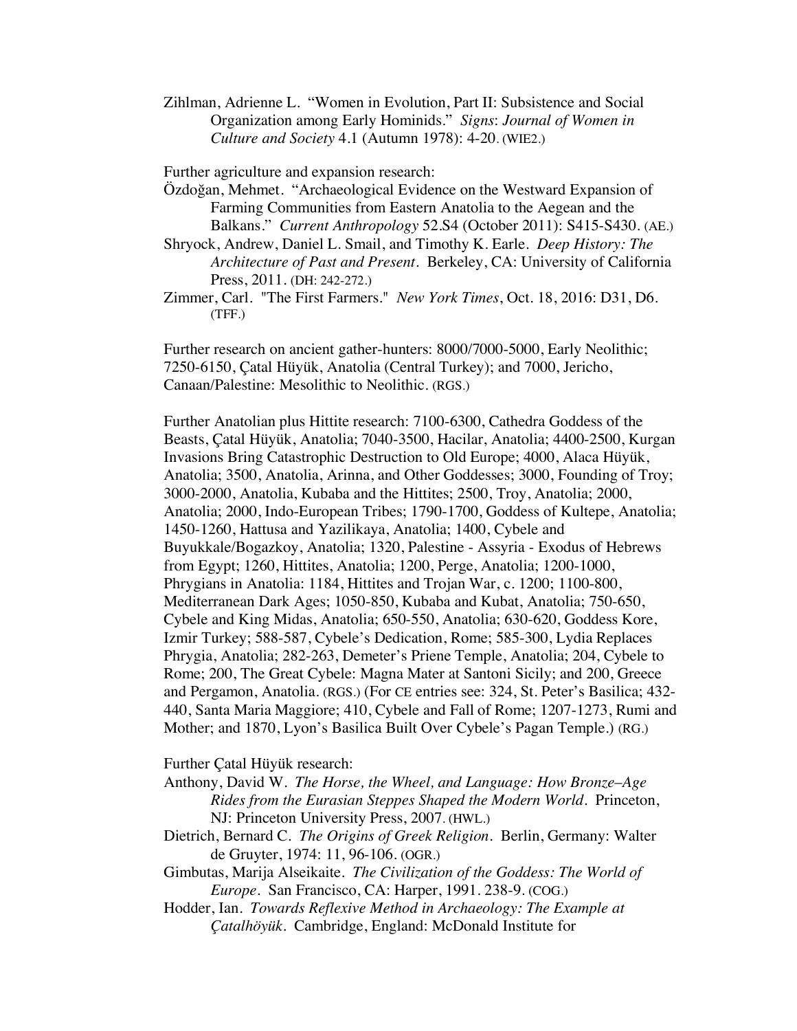Zihlman, Adrienne L. "Women in Evolution, Part II: Subsistence and Social Organization among Early Hominids." *Signs*: *Journal of Women in Culture and Society* 4.1 (Autumn 1978): 4-20. (WIE2.)

Further agriculture and expansion research:

Özdoğan, Mehmet. "Archaeological Evidence on the Westward Expansion of Farming Communities from Eastern Anatolia to the Aegean and the Balkans." *Current Anthropology* 52.S4 (October 2011): S415-S430. (AE.)

Shryock, Andrew, Daniel L. Smail, and Timothy K. Earle. *Deep History: The Architecture of Past and Present*. Berkeley, CA: University of California Press, 2011. (DH: 242-272.)

Zimmer, Carl. "The First Farmers." *New York Times*, Oct. 18, 2016: D31, D6. (TFF.)

Further research on ancient gather-hunters: 8000/7000-5000, Early Neolithic; 7250-6150, Çatal Hüyük, Anatolia (Central Turkey); and 7000, Jericho, Canaan/Palestine: Mesolithic to Neolithic. (RGS.)

Further Anatolian plus Hittite research: 7100-6300, Cathedra Goddess of the Beasts, Çatal Hüyük, Anatolia; 7040-3500, Hacilar, Anatolia; 4400-2500, Kurgan Invasions Bring Catastrophic Destruction to Old Europe; 4000, Alaca Hüyük, Anatolia; 3500, Anatolia, Arinna, and Other Goddesses; 3000, Founding of Troy; 3000-2000, Anatolia, Kubaba and the Hittites; 2500, Troy, Anatolia; 2000, Anatolia; 2000, Indo-European Tribes; 1790-1700, Goddess of Kultepe, Anatolia; 1450-1260, Hattusa and Yazilikaya, Anatolia; 1400, Cybele and Buyukkale/Bogazkoy, Anatolia; 1320, Palestine - Assyria - Exodus of Hebrews from Egypt; 1260, Hittites, Anatolia; 1200, Perge, Anatolia; 1200-1000, Phrygians in Anatolia: 1184, Hittites and Trojan War, c. 1200; 1100-800, Mediterranean Dark Ages; 1050-850, Kubaba and Kubat, Anatolia; 750-650, Cybele and King Midas, Anatolia; 650-550, Anatolia; 630-620, Goddess Kore, Izmir Turkey; 588-587, Cybele's Dedication, Rome; 585-300, Lydia Replaces Phrygia, Anatolia; 282-263, Demeter's Priene Temple, Anatolia; 204, Cybele to Rome; 200, The Great Cybele: Magna Mater at Santoni Sicily; and 200, Greece and Pergamon, Anatolia. (RGS.) (For CE entries see: 324, St. Peter's Basilica; 432-440, Santa Maria Maggiore; 410, Cybele and Fall of Rome; 1207-1273, Rumi and Mother; and 1870, Lyon's Basilica Built Over Cybele's Pagan Temple.) (RG.)

Further Çatal Hüyük research:

Anthony, David W. *The Horse, the Wheel, and Language: How Bronze–Age Rides from the Eurasian Steppes Shaped the Modern World*. Princeton, NJ: Princeton University Press, 2007. (HWL.)

Dietrich, Bernard C. *The Origins of Greek Religion*. Berlin, Germany: Walter de Gruyter, 1974: 11, 96-106. (OGR.)

Gimbutas, Marija Alseikaite. *The Civilization of the Goddess: The World of Europe*. San Francisco, CA: Harper, 1991. 238-9. (COG.)

Hodder, Ian. *Towards Reflexive Method in Archaeology: The Example at Çatalhöyük*. Cambridge, England: McDonald Institute for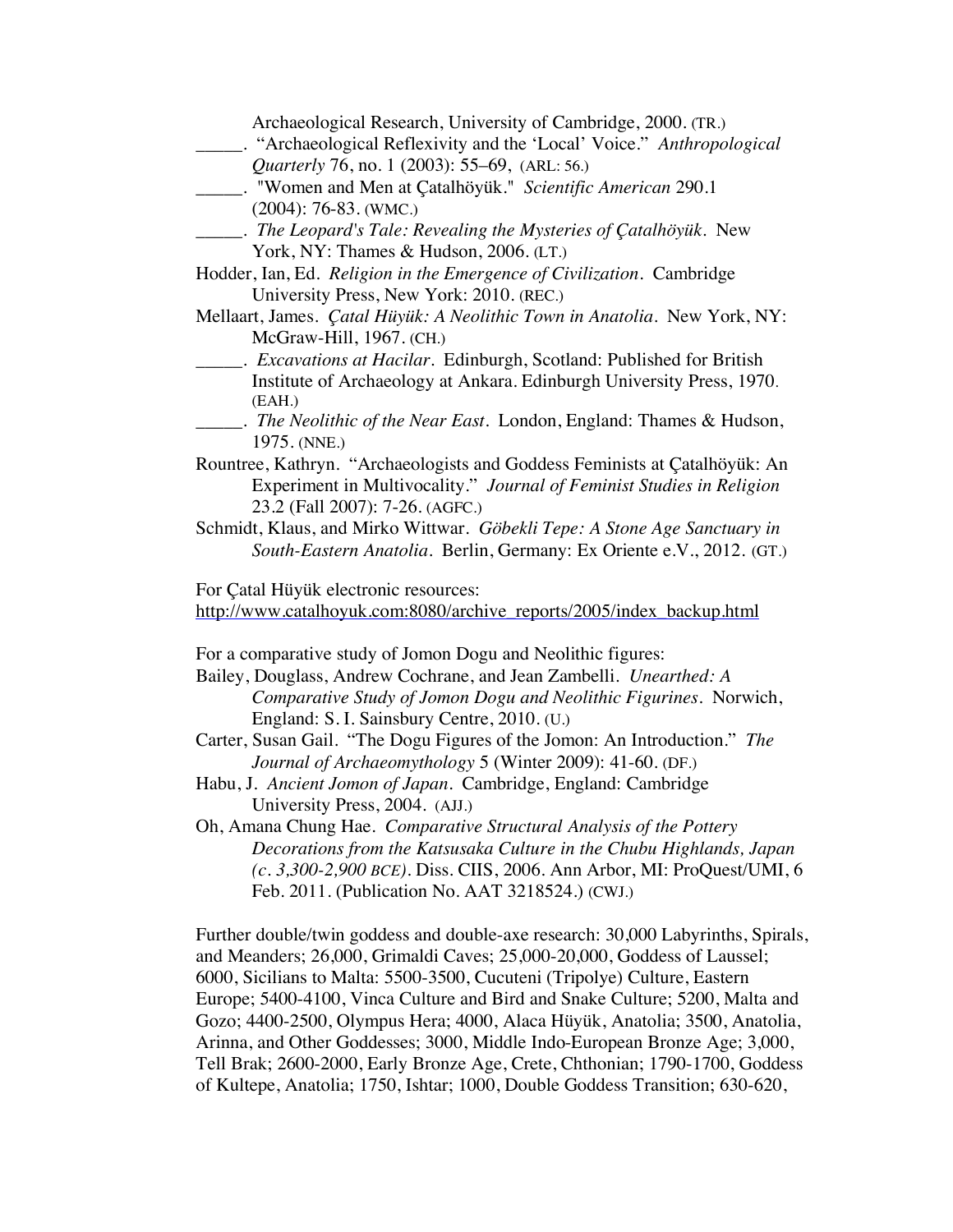Archaeological Research, University of Cambridge, 2000. (TR.)

_____. "Archaeological Reflexivity and the 'Local' Voice." *Anthropological Quarterly* 76, no. 1 (2003): 55–69, (ARL: 56.)

_____. "Women and Men at Çatalhöyük." *Scientific American* 290.1 (2004): 76-83. (WMC.)

_____. *The Leopard's Tale: Revealing the Mysteries of Çatalhöyük*. New York, NY: Thames & Hudson, 2006. (LT.)

Hodder, Ian, Ed. *Religion in the Emergence of Civilization*. Cambridge University Press, New York: 2010. (REC.)

Mellaart, James. *Çatal Hüyük: A Neolithic Town in Anatolia*. New York, NY: McGraw-Hill, 1967. (CH.)

_____. *Excavations at Hacilar*. Edinburgh, Scotland: Published for British Institute of Archaeology at Ankara. Edinburgh University Press, 1970. (EAH.)

_____. *The Neolithic of the Near East*. London, England: Thames & Hudson, 1975. (NNE.)

Rountree, Kathryn. "Archaeologists and Goddess Feminists at Çatalhöyük: An Experiment in Multivocality." *Journal of Feminist Studies in Religion* 23.2 (Fall 2007): 7-26. (AGFC.)

Schmidt, Klaus, and Mirko Wittwar. *Göbekli Tepe: A Stone Age Sanctuary in South-Eastern Anatolia*. Berlin, Germany: Ex Oriente e.V., 2012. (GT.)

For Çatal Hüyük electronic resources:
http://www.catalhoyuk.com:8080/archive_reports/2005/index_backup.html

For a comparative study of Jomon Dogu and Neolithic figures:

Bailey, Douglass, Andrew Cochrane, and Jean Zambelli. *Unearthed: A Comparative Study of Jomon Dogu and Neolithic Figurines*. Norwich, England: S. I. Sainsbury Centre, 2010. (U.)

Carter, Susan Gail. "The Dogu Figures of the Jomon: An Introduction." *The Journal of Archaeomythology* 5 (Winter 2009): 41-60. (DF.)

Habu, J. *Ancient Jomon of Japan*. Cambridge, England: Cambridge University Press, 2004. (AJJ.)

Oh, Amana Chung Hae. *Comparative Structural Analysis of the Pottery Decorations from the Katsusaka Culture in the Chubu Highlands, Japan (c. 3,300-2,900 BCE)*. Diss. CIIS, 2006. Ann Arbor, MI: ProQuest/UMI, 6 Feb. 2011. (Publication No. AAT 3218524.) (CWJ.)

Further double/twin goddess and double-axe research: 30,000 Labyrinths, Spirals, and Meanders; 26,000, Grimaldi Caves; 25,000-20,000, Goddess of Laussel; 6000, Sicilians to Malta: 5500-3500, Cucuteni (Tripolye) Culture, Eastern Europe; 5400-4100, Vinca Culture and Bird and Snake Culture; 5200, Malta and Gozo; 4400-2500, Olympus Hera; 4000, Alaca Hüyük, Anatolia; 3500, Anatolia, Arinna, and Other Goddesses; 3000, Middle Indo-European Bronze Age; 3,000, Tell Brak; 2600-2000, Early Bronze Age, Crete, Chthonian; 1790-1700, Goddess of Kultepe, Anatolia; 1750, Ishtar; 1000, Double Goddess Transition; 630-620,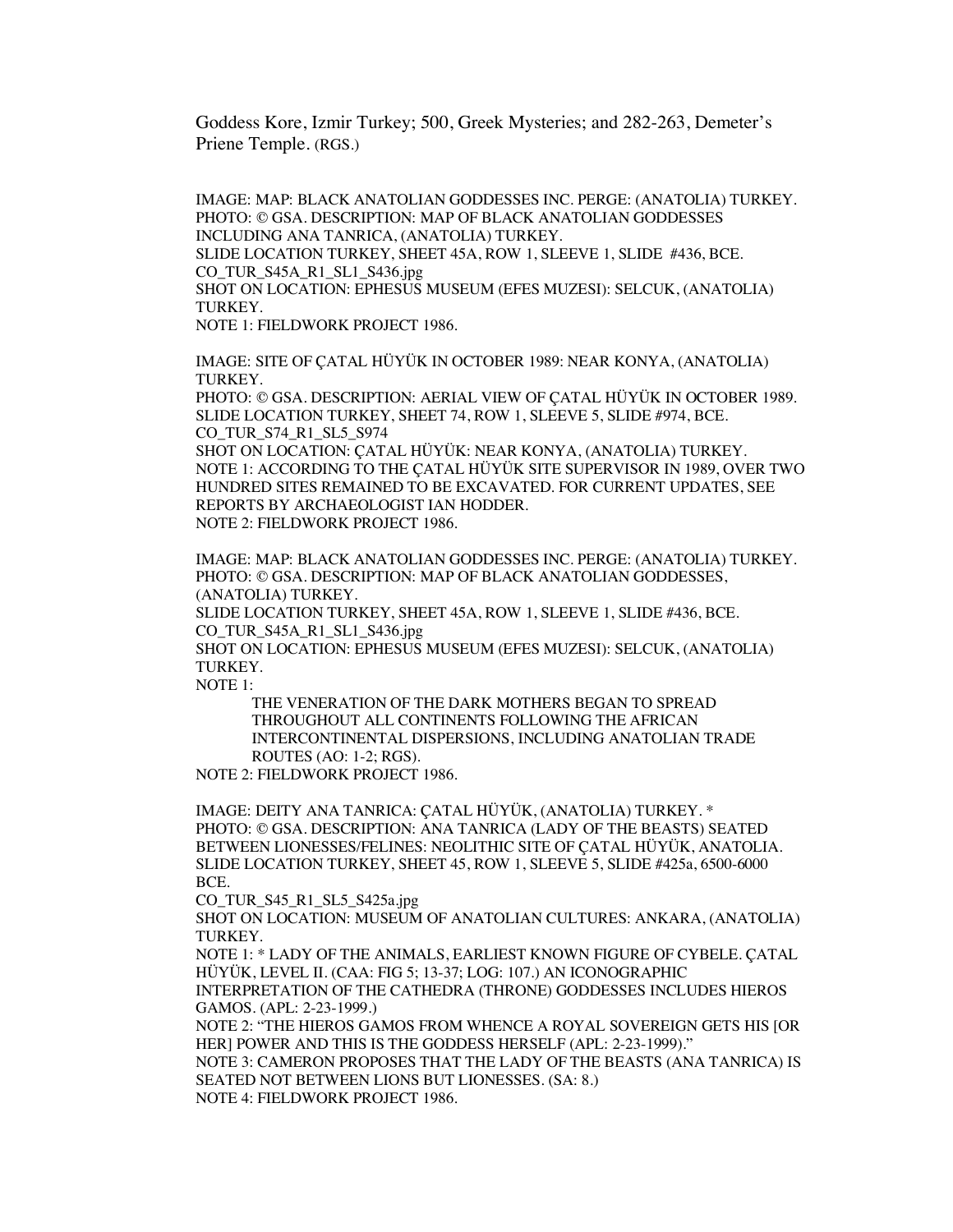Goddess Kore, Izmir Turkey; 500, Greek Mysteries; and 282-263, Demeter's Priene Temple. (RGS.)

IMAGE: MAP: BLACK ANATOLIAN GODDESSES INC. PERGE: (ANATOLIA) TURKEY.
PHOTO: © GSA. DESCRIPTION: MAP OF BLACK ANATOLIAN GODDESSES INCLUDING ANA TANRICA, (ANATOLIA) TURKEY.
SLIDE LOCATION TURKEY, SHEET 45A, ROW 1, SLEEVE 1, SLIDE #436, BCE.
CO_TUR_S45A_R1_SL1_S436.jpg
SHOT ON LOCATION: EPHESUS MUSEUM (EFES MUZESI): SELCUK, (ANATOLIA) TURKEY.
NOTE 1: FIELDWORK PROJECT 1986.

IMAGE: SITE OF ÇATAL HÜYÜK IN OCTOBER 1989: NEAR KONYA, (ANATOLIA) TURKEY.
PHOTO: © GSA. DESCRIPTION: AERIAL VIEW OF ÇATAL HÜYÜK IN OCTOBER 1989.
SLIDE LOCATION TURKEY, SHEET 74, ROW 1, SLEEVE 5, SLIDE #974, BCE.
CO_TUR_S74_R1_SL5_S974
SHOT ON LOCATION: ÇATAL HÜYÜK: NEAR KONYA, (ANATOLIA) TURKEY.
NOTE 1: ACCORDING TO THE ÇATAL HÜYÜK SITE SUPERVISOR IN 1989, OVER TWO HUNDRED SITES REMAINED TO BE EXCAVATED. FOR CURRENT UPDATES, SEE REPORTS BY ARCHAEOLOGIST IAN HODDER.
NOTE 2: FIELDWORK PROJECT 1986.

IMAGE: MAP: BLACK ANATOLIAN GODDESSES INC. PERGE: (ANATOLIA) TURKEY.
PHOTO: © GSA. DESCRIPTION: MAP OF BLACK ANATOLIAN GODDESSES, (ANATOLIA) TURKEY.
SLIDE LOCATION TURKEY, SHEET 45A, ROW 1, SLEEVE 1, SLIDE #436, BCE.
CO_TUR_S45A_R1_SL1_S436.jpg
SHOT ON LOCATION: EPHESUS MUSEUM (EFES MUZESI): SELCUK, (ANATOLIA) TURKEY.
NOTE 1:

> THE VENERATION OF THE DARK MOTHERS BEGAN TO SPREAD THROUGHOUT ALL CONTINENTS FOLLOWING THE AFRICAN INTERCONTINENTAL DISPERSIONS, INCLUDING ANATOLIAN TRADE ROUTES (AO: 1-2; RGS).

NOTE 2: FIELDWORK PROJECT 1986.

IMAGE: DEITY ANA TANRICA: ÇATAL HÜYÜK, (ANATOLIA) TURKEY. *
PHOTO: © GSA. DESCRIPTION: ANA TANRICA (LADY OF THE BEASTS) SEATED BETWEEN LIONESSES/FELINES: NEOLITHIC SITE OF ÇATAL HÜYÜK, ANATOLIA.
SLIDE LOCATION TURKEY, SHEET 45, ROW 1, SLEEVE 5, SLIDE #425a, 6500-6000 BCE.
CO_TUR_S45_R1_SL5_S425a.jpg
SHOT ON LOCATION: MUSEUM OF ANATOLIAN CULTURES: ANKARA, (ANATOLIA) TURKEY.
NOTE 1: * LADY OF THE ANIMALS, EARLIEST KNOWN FIGURE OF CYBELE. ÇATAL HÜYÜK, LEVEL II. (CAA: FIG 5; 13-37; LOG: 107.) AN ICONOGRAPHIC INTERPRETATION OF THE CATHEDRA (THRONE) GODDESSES INCLUDES HIEROS GAMOS. (APL: 2-23-1999.)
NOTE 2: "THE HIEROS GAMOS FROM WHENCE A ROYAL SOVEREIGN GETS HIS [OR HER] POWER AND THIS IS THE GODDESS HERSELF (APL: 2-23-1999)."
NOTE 3: CAMERON PROPOSES THAT THE LADY OF THE BEASTS (ANA TANRICA) IS SEATED NOT BETWEEN LIONS BUT LIONESSES. (SA: 8.)
NOTE 4: FIELDWORK PROJECT 1986.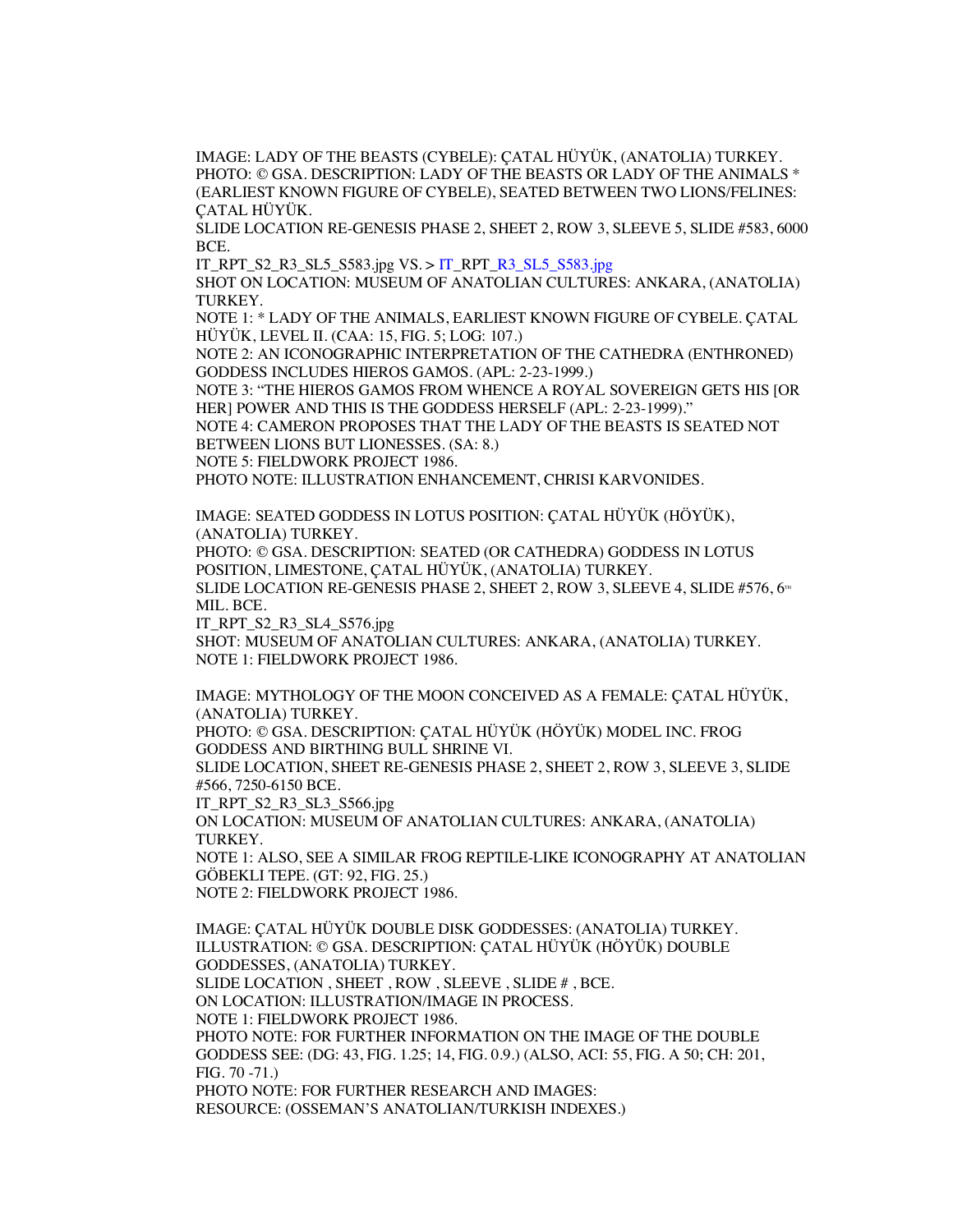IMAGE: LADY OF THE BEASTS (CYBELE): ÇATAL HÜYÜK, (ANATOLIA) TURKEY.
PHOTO: © GSA. DESCRIPTION: LADY OF THE BEASTS OR LADY OF THE ANIMALS * (EARLIEST KNOWN FIGURE OF CYBELE), SEATED BETWEEN TWO LIONS/FELINES: ÇATAL HÜYÜK.
SLIDE LOCATION RE-GENESIS PHASE 2, SHEET 2, ROW 3, SLEEVE 5, SLIDE #583, 6000 BCE.
IT_RPT_S2_R3_SL5_S583.jpg VS. > IT_RPT_R3_SL5_S583.jpg
SHOT ON LOCATION: MUSEUM OF ANATOLIAN CULTURES: ANKARA, (ANATOLIA) TURKEY.
NOTE 1: * LADY OF THE ANIMALS, EARLIEST KNOWN FIGURE OF CYBELE. ÇATAL HÜYÜK, LEVEL II. (CAA: 15, FIG. 5; LOG: 107.)
NOTE 2: AN ICONOGRAPHIC INTERPRETATION OF THE CATHEDRA (ENTHRONED) GODDESS INCLUDES HIEROS GAMOS. (APL: 2-23-1999.)
NOTE 3: "THE HIEROS GAMOS FROM WHENCE A ROYAL SOVEREIGN GETS HIS [OR HER] POWER AND THIS IS THE GODDESS HERSELF (APL: 2-23-1999)."
NOTE 4: CAMERON PROPOSES THAT THE LADY OF THE BEASTS IS SEATED NOT BETWEEN LIONS BUT LIONESSES. (SA: 8.)
NOTE 5: FIELDWORK PROJECT 1986.
PHOTO NOTE: ILLUSTRATION ENHANCEMENT, CHRISI KARVONIDES.

IMAGE: SEATED GODDESS IN LOTUS POSITION: ÇATAL HÜYÜK (HÖYÜK), (ANATOLIA) TURKEY.
PHOTO: © GSA. DESCRIPTION: SEATED (OR CATHEDRA) GODDESS IN LOTUS POSITION, LIMESTONE, ÇATAL HÜYÜK, (ANATOLIA) TURKEY.
SLIDE LOCATION RE-GENESIS PHASE 2, SHEET 2, ROW 3, SLEEVE 4, SLIDE #576, 6TH MIL. BCE.
IT_RPT_S2_R3_SL4_S576.jpg
SHOT: MUSEUM OF ANATOLIAN CULTURES: ANKARA, (ANATOLIA) TURKEY.
NOTE 1: FIELDWORK PROJECT 1986.

IMAGE: MYTHOLOGY OF THE MOON CONCEIVED AS A FEMALE: ÇATAL HÜYÜK, (ANATOLIA) TURKEY.
PHOTO: © GSA. DESCRIPTION: ÇATAL HÜYÜK (HÖYÜK) MODEL INC. FROG GODDESS AND BIRTHING BULL SHRINE VI.
SLIDE LOCATION, SHEET RE-GENESIS PHASE 2, SHEET 2, ROW 3, SLEEVE 3, SLIDE #566, 7250-6150 BCE.
IT_RPT_S2_R3_SL3_S566.jpg
ON LOCATION: MUSEUM OF ANATOLIAN CULTURES: ANKARA, (ANATOLIA) TURKEY.
NOTE 1: ALSO, SEE A SIMILAR FROG REPTILE-LIKE ICONOGRAPHY AT ANATOLIAN GÖBEKLI TEPE. (GT: 92, FIG. 25.)
NOTE 2: FIELDWORK PROJECT 1986.

IMAGE: ÇATAL HÜYÜK DOUBLE DISK GODDESSES: (ANATOLIA) TURKEY.
ILLUSTRATION: © GSA. DESCRIPTION: ÇATAL HÜYÜK (HÖYÜK) DOUBLE GODDESSES, (ANATOLIA) TURKEY.
SLIDE LOCATION , SHEET , ROW , SLEEVE , SLIDE # , BCE.
ON LOCATION: ILLUSTRATION/IMAGE IN PROCESS.
NOTE 1: FIELDWORK PROJECT 1986.
PHOTO NOTE: FOR FURTHER INFORMATION ON THE IMAGE OF THE DOUBLE GODDESS SEE: (DG: 43, FIG. 1.25; 14, FIG. 0.9.) (ALSO, ACI: 55, FIG. A 50; CH: 201, FIG. 70 -71.)
PHOTO NOTE: FOR FURTHER RESEARCH AND IMAGES:
RESOURCE: (OSSEMAN'S ANATOLIAN/TURKISH INDEXES.)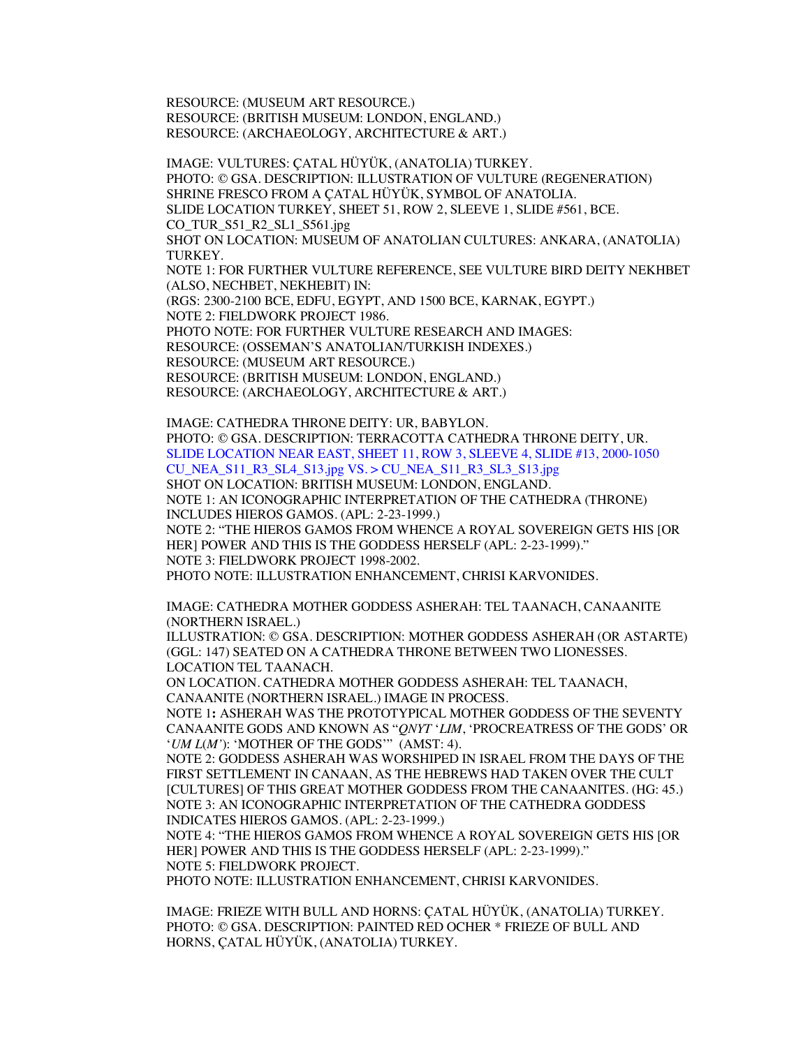RESOURCE: (MUSEUM ART RESOURCE.)
RESOURCE: (BRITISH MUSEUM: LONDON, ENGLAND.)
RESOURCE: (ARCHAEOLOGY, ARCHITECTURE & ART.)

IMAGE: VULTURES: ÇATAL HÜYÜK, (ANATOLIA) TURKEY.
PHOTO: © GSA. DESCRIPTION: ILLUSTRATION OF VULTURE (REGENERATION) SHRINE FRESCO FROM A ÇATAL HÜYÜK, SYMBOL OF ANATOLIA.
SLIDE LOCATION TURKEY, SHEET 51, ROW 2, SLEEVE 1, SLIDE #561, BCE.
CO_TUR_S51_R2_SL1_S561.jpg
SHOT ON LOCATION: MUSEUM OF ANATOLIAN CULTURES: ANKARA, (ANATOLIA) TURKEY.
NOTE 1: FOR FURTHER VULTURE REFERENCE, SEE VULTURE BIRD DEITY NEKHBET (ALSO, NECHBET, NEKHEBIT) IN:
(RGS: 2300-2100 BCE, EDFU, EGYPT, AND 1500 BCE, KARNAK, EGYPT.)
NOTE 2: FIELDWORK PROJECT 1986.
PHOTO NOTE: FOR FURTHER VULTURE RESEARCH AND IMAGES:
RESOURCE: (OSSEMAN'S ANATOLIAN/TURKISH INDEXES.)
RESOURCE: (MUSEUM ART RESOURCE.)
RESOURCE: (BRITISH MUSEUM: LONDON, ENGLAND.)
RESOURCE: (ARCHAEOLOGY, ARCHITECTURE & ART.)

IMAGE: CATHEDRA THRONE DEITY: UR, BABYLON.
PHOTO: © GSA. DESCRIPTION: TERRACOTTA CATHEDRA THRONE DEITY, UR.
SLIDE LOCATION NEAR EAST, SHEET 11, ROW 3, SLEEVE 4, SLIDE #13, 2000-1050
CU_NEA_S11_R3_SL4_S13.jpg VS. > CU_NEA_S11_R3_SL3_S13.jpg
SHOT ON LOCATION: BRITISH MUSEUM: LONDON, ENGLAND.
NOTE 1: AN ICONOGRAPHIC INTERPRETATION OF THE CATHEDRA (THRONE) INCLUDES HIEROS GAMOS. (APL: 2-23-1999.)
NOTE 2: "THE HIEROS GAMOS FROM WHENCE A ROYAL SOVEREIGN GETS HIS [OR HER] POWER AND THIS IS THE GODDESS HERSELF (APL: 2-23-1999)."
NOTE 3: FIELDWORK PROJECT 1998-2002.
PHOTO NOTE: ILLUSTRATION ENHANCEMENT, CHRISI KARVONIDES.

IMAGE: CATHEDRA MOTHER GODDESS ASHERAH: TEL TAANACH, CANAANITE (NORTHERN ISRAEL.)
ILLUSTRATION: © GSA. DESCRIPTION: MOTHER GODDESS ASHERAH (OR ASTARTE) (GGL: 147) SEATED ON A CATHEDRA THRONE BETWEEN TWO LIONESSES. LOCATION TEL TAANACH.
ON LOCATION. CATHEDRA MOTHER GODDESS ASHERAH: TEL TAANACH, CANAANITE (NORTHERN ISRAEL.) IMAGE IN PROCESS.
NOTE 1**:** ASHERAH WAS THE PROTOTYPICAL MOTHER GODDESS OF THE SEVENTY CANAANITE GODS AND KNOWN AS "*QNYT* '*LIM*, 'PROCREATRESS OF THE GODS' OR '*UM L*(*M'*): 'MOTHER OF THE GODS'" (AMST: 4).
NOTE 2: GODDESS ASHERAH WAS WORSHIPED IN ISRAEL FROM THE DAYS OF THE FIRST SETTLEMENT IN CANAAN, AS THE HEBREWS HAD TAKEN OVER THE CULT [CULTURES] OF THIS GREAT MOTHER GODDESS FROM THE CANAANITES. (HG: 45.)
NOTE 3: AN ICONOGRAPHIC INTERPRETATION OF THE CATHEDRA GODDESS INDICATES HIEROS GAMOS. (APL: 2-23-1999.)
NOTE 4: "THE HIEROS GAMOS FROM WHENCE A ROYAL SOVEREIGN GETS HIS [OR HER] POWER AND THIS IS THE GODDESS HERSELF (APL: 2-23-1999)."
NOTE 5: FIELDWORK PROJECT.
PHOTO NOTE: ILLUSTRATION ENHANCEMENT, CHRISI KARVONIDES.

IMAGE: FRIEZE WITH BULL AND HORNS: ÇATAL HÜYÜK, (ANATOLIA) TURKEY.
PHOTO: © GSA. DESCRIPTION: PAINTED RED OCHER * FRIEZE OF BULL AND HORNS, ÇATAL HÜYÜK, (ANATOLIA) TURKEY.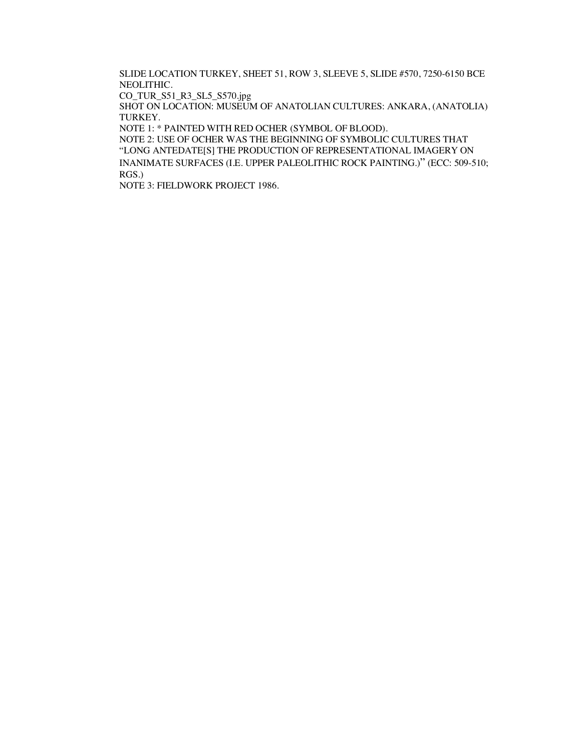SLIDE LOCATION TURKEY, SHEET 51, ROW 3, SLEEVE 5, SLIDE #570, 7250-6150 BCE NEOLITHIC.

CO_TUR_S51_R3_SL5_S570.jpg

SHOT ON LOCATION: MUSEUM OF ANATOLIAN CULTURES: ANKARA, (ANATOLIA) TURKEY.

NOTE 1: * PAINTED WITH RED OCHER (SYMBOL OF BLOOD).

NOTE 2: USE OF OCHER WAS THE BEGINNING OF SYMBOLIC CULTURES THAT "LONG ANTEDATE[S] THE PRODUCTION OF REPRESENTATIONAL IMAGERY ON INANIMATE SURFACES (I.E. UPPER PALEOLITHIC ROCK PAINTING.)" (ECC: 509-510; RGS.)

NOTE 3: FIELDWORK PROJECT 1986.